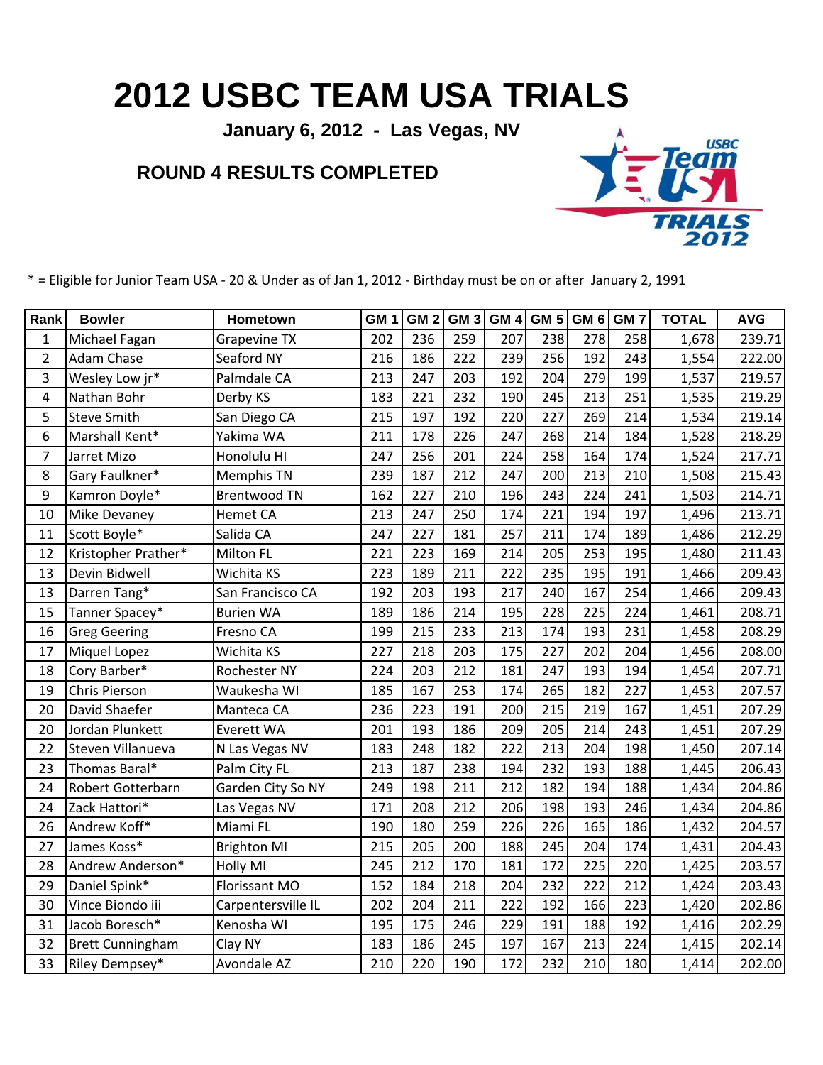# 2012 USBC TEAM USA TRIALS

**January 6, 2012 - Las Vegas, NV**

## ROUND 4 RESULTS COMPLETED

* = Eligible for Junior Team USA - 20 & Under as of Jan 1, 2012 - Birthday must be on or after January 2, 1991

| Rank | Bowler | Hometown | GM 1 | GM 2 | GM 3 | GM 4 | GM 5 | GM 6 | GM 7 | TOTAL | AVG |
|---|---|---|---|---|---|---|---|---|---|---|---|
| 1 | Michael Fagan | Grapevine TX | 202 | 236 | 259 | 207 | 238 | 278 | 258 | 1,678 | 239.71 |
| 2 | Adam Chase | Seaford NY | 216 | 186 | 222 | 239 | 256 | 192 | 243 | 1,554 | 222.00 |
| 3 | Wesley Low jr* | Palmdale CA | 213 | 247 | 203 | 192 | 204 | 279 | 199 | 1,537 | 219.57 |
| 4 | Nathan Bohr | Derby KS | 183 | 221 | 232 | 190 | 245 | 213 | 251 | 1,535 | 219.29 |
| 5 | Steve Smith | San Diego CA | 215 | 197 | 192 | 220 | 227 | 269 | 214 | 1,534 | 219.14 |
| 6 | Marshall Kent* | Yakima WA | 211 | 178 | 226 | 247 | 268 | 214 | 184 | 1,528 | 218.29 |
| 7 | Jarret Mizo | Honolulu HI | 247 | 256 | 201 | 224 | 258 | 164 | 174 | 1,524 | 217.71 |
| 8 | Gary Faulkner* | Memphis TN | 239 | 187 | 212 | 247 | 200 | 213 | 210 | 1,508 | 215.43 |
| 9 | Kamron Doyle* | Brentwood TN | 162 | 227 | 210 | 196 | 243 | 224 | 241 | 1,503 | 214.71 |
| 10 | Mike Devaney | Hemet CA | 213 | 247 | 250 | 174 | 221 | 194 | 197 | 1,496 | 213.71 |
| 11 | Scott Boyle* | Salida CA | 247 | 227 | 181 | 257 | 211 | 174 | 189 | 1,486 | 212.29 |
| 12 | Kristopher Prather* | Milton FL | 221 | 223 | 169 | 214 | 205 | 253 | 195 | 1,480 | 211.43 |
| 13 | Devin Bidwell | Wichita KS | 223 | 189 | 211 | 222 | 235 | 195 | 191 | 1,466 | 209.43 |
| 13 | Darren Tang* | San Francisco CA | 192 | 203 | 193 | 217 | 240 | 167 | 254 | 1,466 | 209.43 |
| 15 | Tanner Spacey* | Burien WA | 189 | 186 | 214 | 195 | 228 | 225 | 224 | 1,461 | 208.71 |
| 16 | Greg Geering | Fresno CA | 199 | 215 | 233 | 213 | 174 | 193 | 231 | 1,458 | 208.29 |
| 17 | Miquel Lopez | Wichita KS | 227 | 218 | 203 | 175 | 227 | 202 | 204 | 1,456 | 208.00 |
| 18 | Cory Barber* | Rochester NY | 224 | 203 | 212 | 181 | 247 | 193 | 194 | 1,454 | 207.71 |
| 19 | Chris Pierson | Waukesha WI | 185 | 167 | 253 | 174 | 265 | 182 | 227 | 1,453 | 207.57 |
| 20 | David Shaefer | Manteca CA | 236 | 223 | 191 | 200 | 215 | 219 | 167 | 1,451 | 207.29 |
| 20 | Jordan Plunkett | Everett WA | 201 | 193 | 186 | 209 | 205 | 214 | 243 | 1,451 | 207.29 |
| 22 | Steven Villanueva | N Las Vegas NV | 183 | 248 | 182 | 222 | 213 | 204 | 198 | 1,450 | 207.14 |
| 23 | Thomas Baral* | Palm City FL | 213 | 187 | 238 | 194 | 232 | 193 | 188 | 1,445 | 206.43 |
| 24 | Robert Gotterbarn | Garden City So NY | 249 | 198 | 211 | 212 | 182 | 194 | 188 | 1,434 | 204.86 |
| 24 | Zack Hattori* | Las Vegas NV | 171 | 208 | 212 | 206 | 198 | 193 | 246 | 1,434 | 204.86 |
| 26 | Andrew Koff* | Miami FL | 190 | 180 | 259 | 226 | 226 | 165 | 186 | 1,432 | 204.57 |
| 27 | James Koss* | Brighton MI | 215 | 205 | 200 | 188 | 245 | 204 | 174 | 1,431 | 204.43 |
| 28 | Andrew Anderson* | Holly MI | 245 | 212 | 170 | 181 | 172 | 225 | 220 | 1,425 | 203.57 |
| 29 | Daniel Spink* | Florissant MO | 152 | 184 | 218 | 204 | 232 | 222 | 212 | 1,424 | 203.43 |
| 30 | Vince Biondo iii | Carpentersville IL | 202 | 204 | 211 | 222 | 192 | 166 | 223 | 1,420 | 202.86 |
| 31 | Jacob Boresch* | Kenosha WI | 195 | 175 | 246 | 229 | 191 | 188 | 192 | 1,416 | 202.29 |
| 32 | Brett Cunningham | Clay NY | 183 | 186 | 245 | 197 | 167 | 213 | 224 | 1,415 | 202.14 |
| 33 | Riley Dempsey* | Avondale AZ | 210 | 220 | 190 | 172 | 232 | 210 | 180 | 1,414 | 202.00 |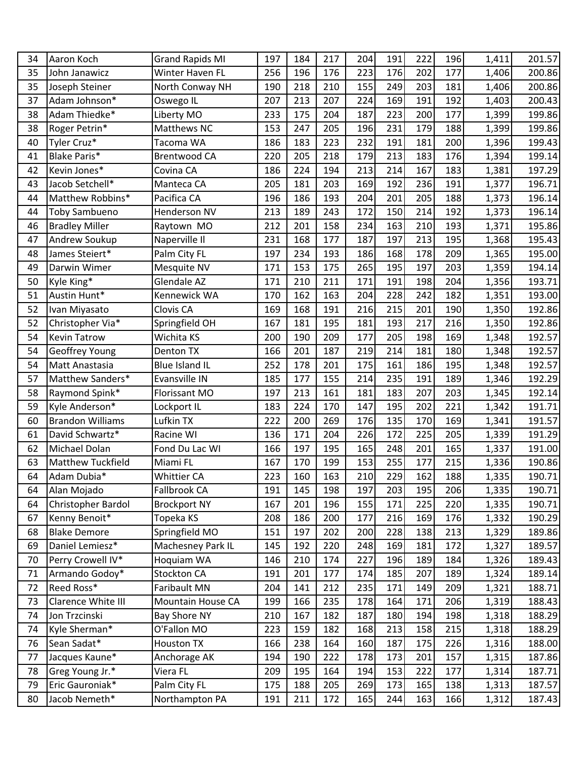| | | | | | | | | | | | |
|---|---|---|---|---|---|---|---|---|---|---|---|
| 34 | Aaron Koch | Grand Rapids MI | 197 | 184 | 217 | 204 | 191 | 222 | 196 | 1,411 | 201.57 |
| 35 | John Janawicz | Winter Haven FL | 256 | 196 | 176 | 223 | 176 | 202 | 177 | 1,406 | 200.86 |
| 35 | Joseph Steiner | North Conway NH | 190 | 218 | 210 | 155 | 249 | 203 | 181 | 1,406 | 200.86 |
| 37 | Adam Johnson* | Oswego IL | 207 | 213 | 207 | 224 | 169 | 191 | 192 | 1,403 | 200.43 |
| 38 | Adam Thiedke* | Liberty MO | 233 | 175 | 204 | 187 | 223 | 200 | 177 | 1,399 | 199.86 |
| 38 | Roger Petrin* | Matthews NC | 153 | 247 | 205 | 196 | 231 | 179 | 188 | 1,399 | 199.86 |
| 40 | Tyler Cruz* | Tacoma WA | 186 | 183 | 223 | 232 | 191 | 181 | 200 | 1,396 | 199.43 |
| 41 | Blake Paris* | Brentwood CA | 220 | 205 | 218 | 179 | 213 | 183 | 176 | 1,394 | 199.14 |
| 42 | Kevin Jones* | Covina CA | 186 | 224 | 194 | 213 | 214 | 167 | 183 | 1,381 | 197.29 |
| 43 | Jacob Setchell* | Manteca CA | 205 | 181 | 203 | 169 | 192 | 236 | 191 | 1,377 | 196.71 |
| 44 | Matthew Robbins* | Pacifica CA | 196 | 186 | 193 | 204 | 201 | 205 | 188 | 1,373 | 196.14 |
| 44 | Toby Sambueno | Henderson NV | 213 | 189 | 243 | 172 | 150 | 214 | 192 | 1,373 | 196.14 |
| 46 | Bradley Miller | Raytown MO | 212 | 201 | 158 | 234 | 163 | 210 | 193 | 1,371 | 195.86 |
| 47 | Andrew Soukup | Naperville Il | 231 | 168 | 177 | 187 | 197 | 213 | 195 | 1,368 | 195.43 |
| 48 | James Steiert* | Palm City FL | 197 | 234 | 193 | 186 | 168 | 178 | 209 | 1,365 | 195.00 |
| 49 | Darwin Wimer | Mesquite NV | 171 | 153 | 175 | 265 | 195 | 197 | 203 | 1,359 | 194.14 |
| 50 | Kyle King* | Glendale AZ | 171 | 210 | 211 | 171 | 191 | 198 | 204 | 1,356 | 193.71 |
| 51 | Austin Hunt* | Kennewick WA | 170 | 162 | 163 | 204 | 228 | 242 | 182 | 1,351 | 193.00 |
| 52 | Ivan Miyasato | Clovis CA | 169 | 168 | 191 | 216 | 215 | 201 | 190 | 1,350 | 192.86 |
| 52 | Christopher Via* | Springfield OH | 167 | 181 | 195 | 181 | 193 | 217 | 216 | 1,350 | 192.86 |
| 54 | Kevin Tatrow | Wichita KS | 200 | 190 | 209 | 177 | 205 | 198 | 169 | 1,348 | 192.57 |
| 54 | Geoffrey Young | Denton TX | 166 | 201 | 187 | 219 | 214 | 181 | 180 | 1,348 | 192.57 |
| 54 | Matt Anastasia | Blue Island IL | 252 | 178 | 201 | 175 | 161 | 186 | 195 | 1,348 | 192.57 |
| 57 | Matthew Sanders* | Evansville IN | 185 | 177 | 155 | 214 | 235 | 191 | 189 | 1,346 | 192.29 |
| 58 | Raymond Spink* | Florissant MO | 197 | 213 | 161 | 181 | 183 | 207 | 203 | 1,345 | 192.14 |
| 59 | Kyle Anderson* | Lockport IL | 183 | 224 | 170 | 147 | 195 | 202 | 221 | 1,342 | 191.71 |
| 60 | Brandon Williams | Lufkin TX | 222 | 200 | 269 | 176 | 135 | 170 | 169 | 1,341 | 191.57 |
| 61 | David Schwartz* | Racine WI | 136 | 171 | 204 | 226 | 172 | 225 | 205 | 1,339 | 191.29 |
| 62 | Michael Dolan | Fond Du Lac WI | 166 | 197 | 195 | 165 | 248 | 201 | 165 | 1,337 | 191.00 |
| 63 | Matthew Tuckfield | Miami FL | 167 | 170 | 199 | 153 | 255 | 177 | 215 | 1,336 | 190.86 |
| 64 | Adam Dubia* | Whittier CA | 223 | 160 | 163 | 210 | 229 | 162 | 188 | 1,335 | 190.71 |
| 64 | Alan Mojado | Fallbrook CA | 191 | 145 | 198 | 197 | 203 | 195 | 206 | 1,335 | 190.71 |
| 64 | Christopher Bardol | Brockport NY | 167 | 201 | 196 | 155 | 171 | 225 | 220 | 1,335 | 190.71 |
| 67 | Kenny Benoit* | Topeka KS | 208 | 186 | 200 | 177 | 216 | 169 | 176 | 1,332 | 190.29 |
| 68 | Blake Demore | Springfield MO | 151 | 197 | 202 | 200 | 228 | 138 | 213 | 1,329 | 189.86 |
| 69 | Daniel Lemiesz* | Machesney Park IL | 145 | 192 | 220 | 248 | 169 | 181 | 172 | 1,327 | 189.57 |
| 70 | Perry Crowell IV* | Hoquiam WA | 146 | 210 | 174 | 227 | 196 | 189 | 184 | 1,326 | 189.43 |
| 71 | Armando Godoy* | Stockton CA | 191 | 201 | 177 | 174 | 185 | 207 | 189 | 1,324 | 189.14 |
| 72 | Reed Ross* | Faribault MN | 204 | 141 | 212 | 235 | 171 | 149 | 209 | 1,321 | 188.71 |
| 73 | Clarence White III | Mountain House CA | 199 | 166 | 235 | 178 | 164 | 171 | 206 | 1,319 | 188.43 |
| 74 | Jon Trzcinski | Bay Shore NY | 210 | 167 | 182 | 187 | 180 | 194 | 198 | 1,318 | 188.29 |
| 74 | Kyle Sherman* | O'Fallon MO | 223 | 159 | 182 | 168 | 213 | 158 | 215 | 1,318 | 188.29 |
| 76 | Sean Sadat* | Houston TX | 166 | 238 | 164 | 160 | 187 | 175 | 226 | 1,316 | 188.00 |
| 77 | Jacques Kaune* | Anchorage AK | 194 | 190 | 222 | 178 | 173 | 201 | 157 | 1,315 | 187.86 |
| 78 | Greg Young Jr.* | Viera FL | 209 | 195 | 164 | 194 | 153 | 222 | 177 | 1,314 | 187.71 |
| 79 | Eric Gauroniak* | Palm City FL | 175 | 188 | 205 | 269 | 173 | 165 | 138 | 1,313 | 187.57 |
| 80 | Jacob Nemeth* | Northampton PA | 191 | 211 | 172 | 165 | 244 | 163 | 166 | 1,312 | 187.43 |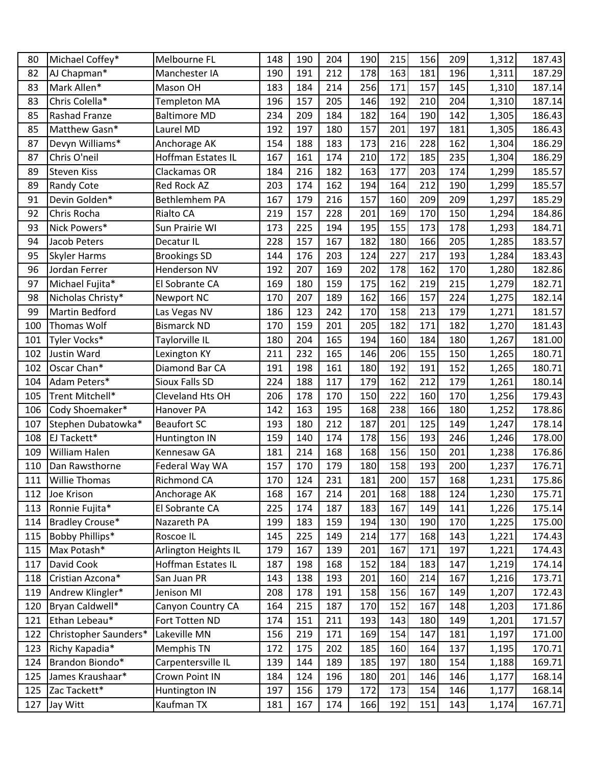| | | | | | | | | | | |
|---|---|---|---|---|---|---|---|---|---|---|
| 80 | Michael Coffey* | Melbourne FL | 148 | 190 | 204 | 190 | 215 | 156 | 209 | 1,312 | 187.43 |
| 82 | AJ Chapman* | Manchester IA | 190 | 191 | 212 | 178 | 163 | 181 | 196 | 1,311 | 187.29 |
| 83 | Mark Allen* | Mason OH | 183 | 184 | 214 | 256 | 171 | 157 | 145 | 1,310 | 187.14 |
| 83 | Chris Colella* | Templeton MA | 196 | 157 | 205 | 146 | 192 | 210 | 204 | 1,310 | 187.14 |
| 85 | Rashad Franze | Baltimore MD | 234 | 209 | 184 | 182 | 164 | 190 | 142 | 1,305 | 186.43 |
| 85 | Matthew Gasn* | Laurel MD | 192 | 197 | 180 | 157 | 201 | 197 | 181 | 1,305 | 186.43 |
| 87 | Devyn Williams* | Anchorage AK | 154 | 188 | 183 | 173 | 216 | 228 | 162 | 1,304 | 186.29 |
| 87 | Chris O'neil | Hoffman Estates IL | 167 | 161 | 174 | 210 | 172 | 185 | 235 | 1,304 | 186.29 |
| 89 | Steven Kiss | Clackamas OR | 184 | 216 | 182 | 163 | 177 | 203 | 174 | 1,299 | 185.57 |
| 89 | Randy Cote | Red Rock AZ | 203 | 174 | 162 | 194 | 164 | 212 | 190 | 1,299 | 185.57 |
| 91 | Devin Golden* | Bethlemhem PA | 167 | 179 | 216 | 157 | 160 | 209 | 209 | 1,297 | 185.29 |
| 92 | Chris Rocha | Rialto CA | 219 | 157 | 228 | 201 | 169 | 170 | 150 | 1,294 | 184.86 |
| 93 | Nick Powers* | Sun Prairie WI | 173 | 225 | 194 | 195 | 155 | 173 | 178 | 1,293 | 184.71 |
| 94 | Jacob Peters | Decatur IL | 228 | 157 | 167 | 182 | 180 | 166 | 205 | 1,285 | 183.57 |
| 95 | Skyler Harms | Brookings SD | 144 | 176 | 203 | 124 | 227 | 217 | 193 | 1,284 | 183.43 |
| 96 | Jordan Ferrer | Henderson NV | 192 | 207 | 169 | 202 | 178 | 162 | 170 | 1,280 | 182.86 |
| 97 | Michael Fujita* | El Sobrante CA | 169 | 180 | 159 | 175 | 162 | 219 | 215 | 1,279 | 182.71 |
| 98 | Nicholas Christy* | Newport NC | 170 | 207 | 189 | 162 | 166 | 157 | 224 | 1,275 | 182.14 |
| 99 | Martin Bedford | Las Vegas NV | 186 | 123 | 242 | 170 | 158 | 213 | 179 | 1,271 | 181.57 |
| 100 | Thomas Wolf | Bismarck ND | 170 | 159 | 201 | 205 | 182 | 171 | 182 | 1,270 | 181.43 |
| 101 | Tyler Vocks* | Taylorville IL | 180 | 204 | 165 | 194 | 160 | 184 | 180 | 1,267 | 181.00 |
| 102 | Justin Ward | Lexington KY | 211 | 232 | 165 | 146 | 206 | 155 | 150 | 1,265 | 180.71 |
| 102 | Oscar Chan* | Diamond Bar CA | 191 | 198 | 161 | 180 | 192 | 191 | 152 | 1,265 | 180.71 |
| 104 | Adam Peters* | Sioux Falls SD | 224 | 188 | 117 | 179 | 162 | 212 | 179 | 1,261 | 180.14 |
| 105 | Trent Mitchell* | Cleveland Hts OH | 206 | 178 | 170 | 150 | 222 | 160 | 170 | 1,256 | 179.43 |
| 106 | Cody Shoemaker* | Hanover PA | 142 | 163 | 195 | 168 | 238 | 166 | 180 | 1,252 | 178.86 |
| 107 | Stephen Dubatowka* | Beaufort SC | 193 | 180 | 212 | 187 | 201 | 125 | 149 | 1,247 | 178.14 |
| 108 | EJ Tackett* | Huntington IN | 159 | 140 | 174 | 178 | 156 | 193 | 246 | 1,246 | 178.00 |
| 109 | William Halen | Kennesaw GA | 181 | 214 | 168 | 168 | 156 | 150 | 201 | 1,238 | 176.86 |
| 110 | Dan Rawsthorne | Federal Way WA | 157 | 170 | 179 | 180 | 158 | 193 | 200 | 1,237 | 176.71 |
| 111 | Willie Thomas | Richmond CA | 170 | 124 | 231 | 181 | 200 | 157 | 168 | 1,231 | 175.86 |
| 112 | Joe Krison | Anchorage AK | 168 | 167 | 214 | 201 | 168 | 188 | 124 | 1,230 | 175.71 |
| 113 | Ronnie Fujita* | El Sobrante CA | 225 | 174 | 187 | 183 | 167 | 149 | 141 | 1,226 | 175.14 |
| 114 | Bradley Crouse* | Nazareth PA | 199 | 183 | 159 | 194 | 130 | 190 | 170 | 1,225 | 175.00 |
| 115 | Bobby Phillips* | Roscoe IL | 145 | 225 | 149 | 214 | 177 | 168 | 143 | 1,221 | 174.43 |
| 115 | Max Potash* | Arlington Heights IL | 179 | 167 | 139 | 201 | 167 | 171 | 197 | 1,221 | 174.43 |
| 117 | David Cook | Hoffman Estates IL | 187 | 198 | 168 | 152 | 184 | 183 | 147 | 1,219 | 174.14 |
| 118 | Cristian Azcona* | San Juan PR | 143 | 138 | 193 | 201 | 160 | 214 | 167 | 1,216 | 173.71 |
| 119 | Andrew Klingler* | Jenison MI | 208 | 178 | 191 | 158 | 156 | 167 | 149 | 1,207 | 172.43 |
| 120 | Bryan Caldwell* | Canyon Country CA | 164 | 215 | 187 | 170 | 152 | 167 | 148 | 1,203 | 171.86 |
| 121 | Ethan Lebeau* | Fort Totten ND | 174 | 151 | 211 | 193 | 143 | 180 | 149 | 1,201 | 171.57 |
| 122 | Christopher Saunders* | Lakeville MN | 156 | 219 | 171 | 169 | 154 | 147 | 181 | 1,197 | 171.00 |
| 123 | Richy Kapadia* | Memphis TN | 172 | 175 | 202 | 185 | 160 | 164 | 137 | 1,195 | 170.71 |
| 124 | Brandon Biondo* | Carpentersville IL | 139 | 144 | 189 | 185 | 197 | 180 | 154 | 1,188 | 169.71 |
| 125 | James Kraushaar* | Crown Point IN | 184 | 124 | 196 | 180 | 201 | 146 | 146 | 1,177 | 168.14 |
| 125 | Zac Tackett* | Huntington IN | 197 | 156 | 179 | 172 | 173 | 154 | 146 | 1,177 | 168.14 |
| 127 | Jay Witt | Kaufman TX | 181 | 167 | 174 | 166 | 192 | 151 | 143 | 1,174 | 167.71 |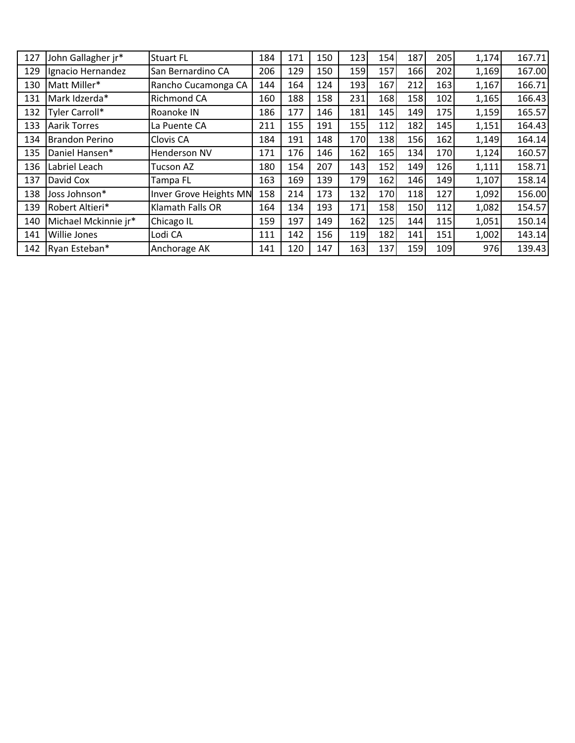| | | | | | | | | | | | |
|---|---|---|---|---|---|---|---|---|---|---|---|
| 127 | John Gallagher jr* | Stuart FL | 184 | 171 | 150 | 123 | 154 | 187 | 205 | 1,174 | 167.71 |
| 129 | Ignacio Hernandez | San Bernardino CA | 206 | 129 | 150 | 159 | 157 | 166 | 202 | 1,169 | 167.00 |
| 130 | Matt Miller* | Rancho Cucamonga CA | 144 | 164 | 124 | 193 | 167 | 212 | 163 | 1,167 | 166.71 |
| 131 | Mark Idzerda* | Richmond CA | 160 | 188 | 158 | 231 | 168 | 158 | 102 | 1,165 | 166.43 |
| 132 | Tyler Carroll* | Roanoke IN | 186 | 177 | 146 | 181 | 145 | 149 | 175 | 1,159 | 165.57 |
| 133 | Aarik Torres | La Puente CA | 211 | 155 | 191 | 155 | 112 | 182 | 145 | 1,151 | 164.43 |
| 134 | Brandon Perino | Clovis CA | 184 | 191 | 148 | 170 | 138 | 156 | 162 | 1,149 | 164.14 |
| 135 | Daniel Hansen* | Henderson NV | 171 | 176 | 146 | 162 | 165 | 134 | 170 | 1,124 | 160.57 |
| 136 | Labriel Leach | Tucson AZ | 180 | 154 | 207 | 143 | 152 | 149 | 126 | 1,111 | 158.71 |
| 137 | David Cox | Tampa FL | 163 | 169 | 139 | 179 | 162 | 146 | 149 | 1,107 | 158.14 |
| 138 | Joss Johnson* | Inver Grove Heights MN | 158 | 214 | 173 | 132 | 170 | 118 | 127 | 1,092 | 156.00 |
| 139 | Robert Altieri* | Klamath Falls OR | 164 | 134 | 193 | 171 | 158 | 150 | 112 | 1,082 | 154.57 |
| 140 | Michael Mckinnie jr* | Chicago IL | 159 | 197 | 149 | 162 | 125 | 144 | 115 | 1,051 | 150.14 |
| 141 | Willie Jones | Lodi CA | 111 | 142 | 156 | 119 | 182 | 141 | 151 | 1,002 | 143.14 |
| 142 | Ryan Esteban* | Anchorage AK | 141 | 120 | 147 | 163 | 137 | 159 | 109 | 976 | 139.43 |